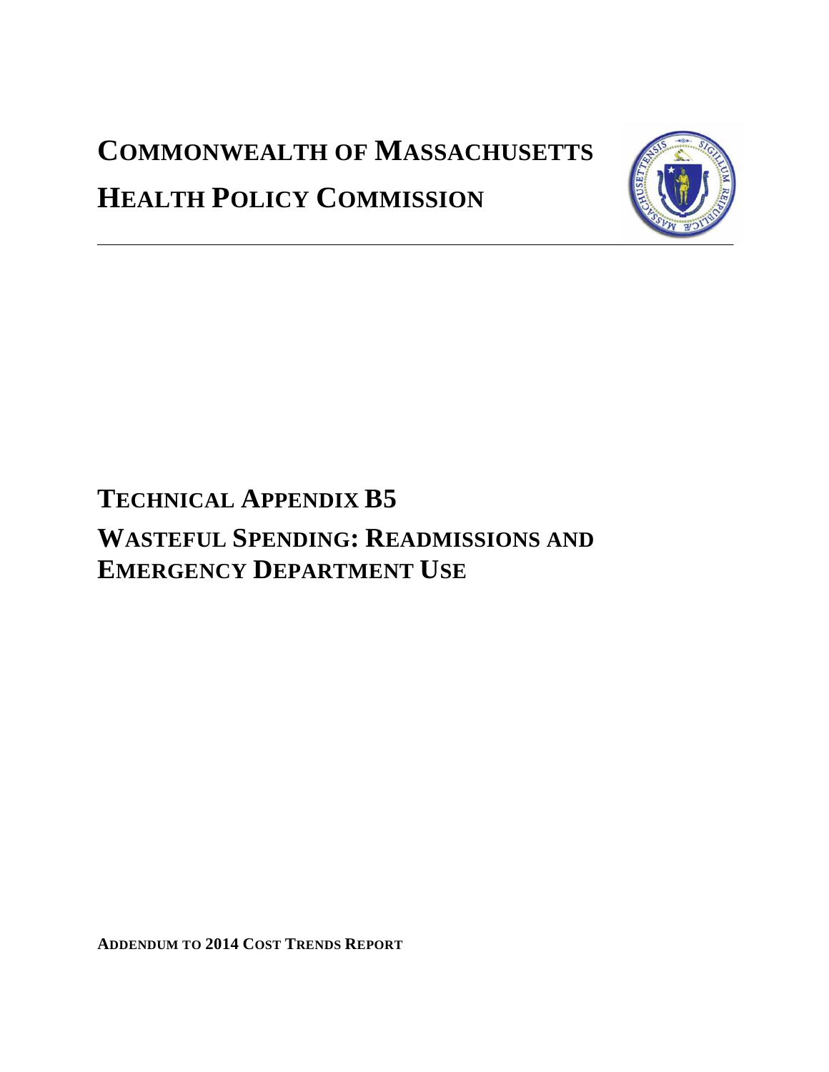# Commonwealth of Massachusetts

# Health Policy Commission

## Technical Appendix B5

## Wasteful Spending: Readmissions and Emergency Department Use

**Addendum to 2014 Cost Trends Report**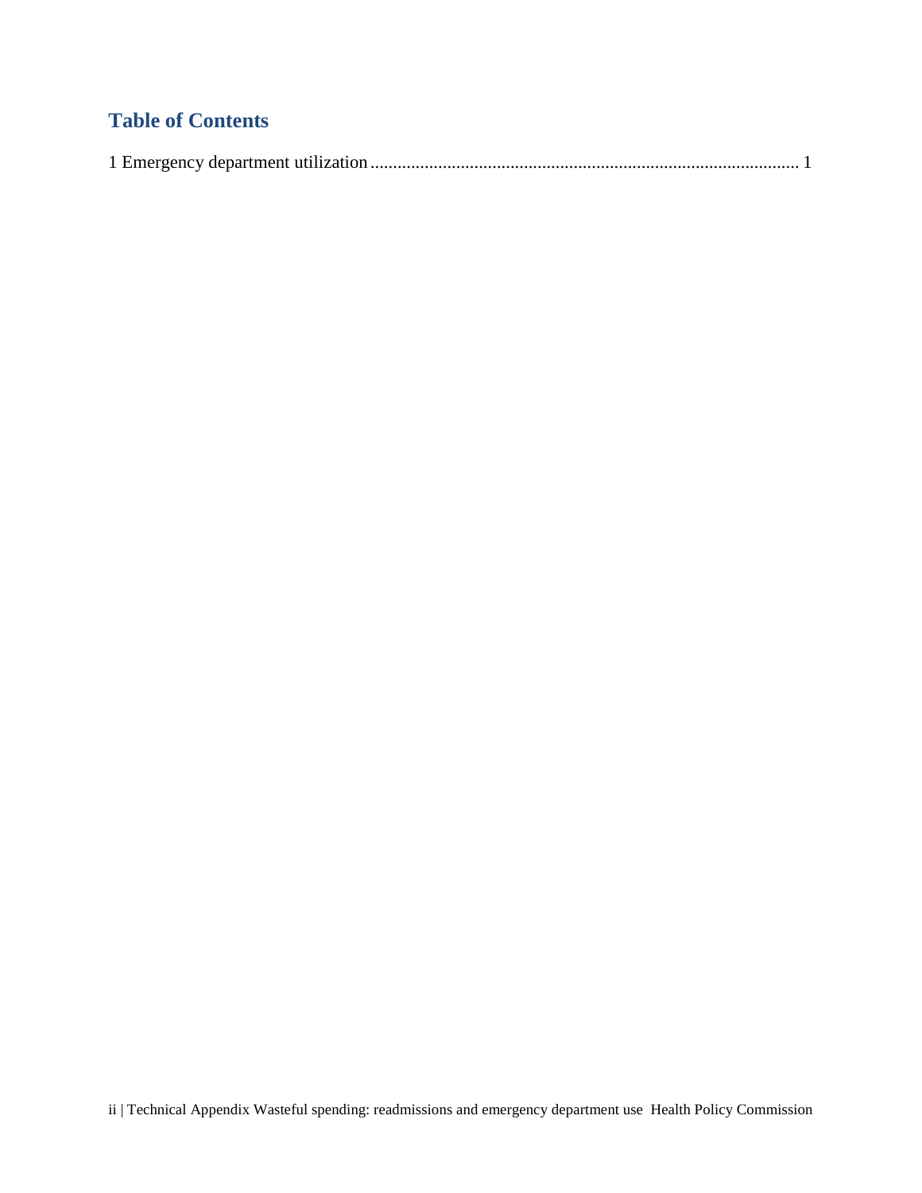## Table of Contents

1 Emergency department utilization ............................................................................................... 1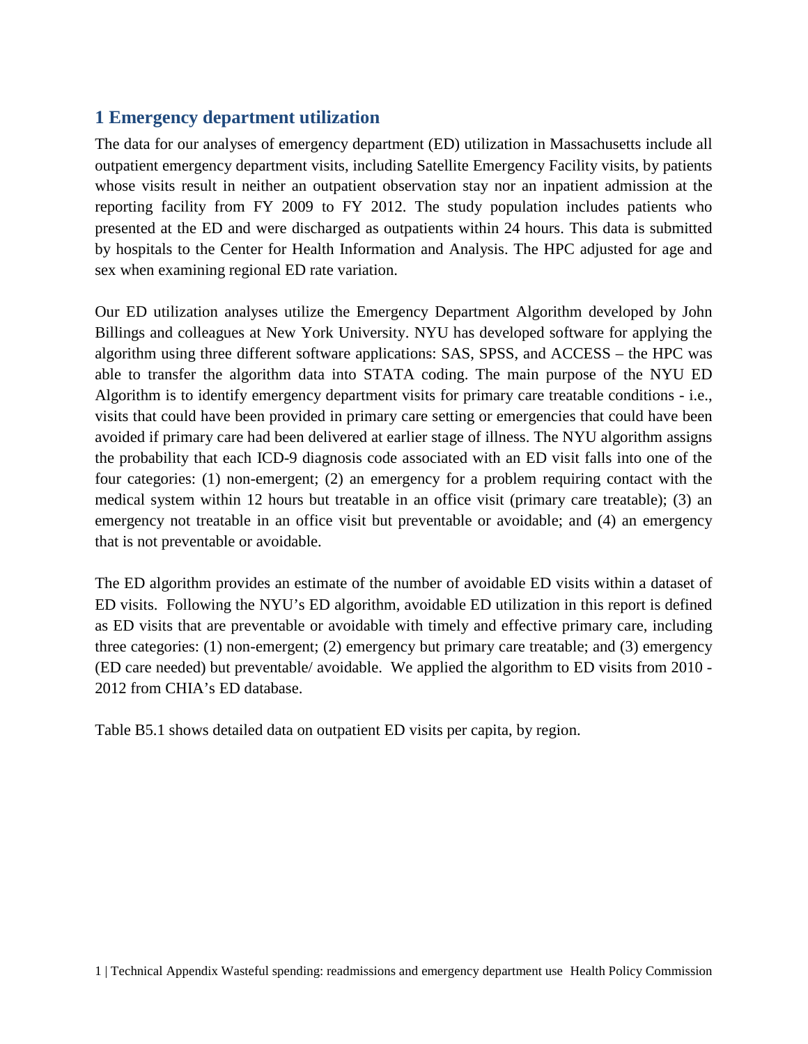## 1 Emergency department utilization

The data for our analyses of emergency department (ED) utilization in Massachusetts include all outpatient emergency department visits, including Satellite Emergency Facility visits, by patients whose visits result in neither an outpatient observation stay nor an inpatient admission at the reporting facility from FY 2009 to FY 2012. The study population includes patients who presented at the ED and were discharged as outpatients within 24 hours. This data is submitted by hospitals to the Center for Health Information and Analysis. The HPC adjusted for age and sex when examining regional ED rate variation.

Our ED utilization analyses utilize the Emergency Department Algorithm developed by John Billings and colleagues at New York University. NYU has developed software for applying the algorithm using three different software applications: SAS, SPSS, and ACCESS – the HPC was able to transfer the algorithm data into STATA coding. The main purpose of the NYU ED Algorithm is to identify emergency department visits for primary care treatable conditions - i.e., visits that could have been provided in primary care setting or emergencies that could have been avoided if primary care had been delivered at earlier stage of illness. The NYU algorithm assigns the probability that each ICD-9 diagnosis code associated with an ED visit falls into one of the four categories: (1) non-emergent; (2) an emergency for a problem requiring contact with the medical system within 12 hours but treatable in an office visit (primary care treatable); (3) an emergency not treatable in an office visit but preventable or avoidable; and (4) an emergency that is not preventable or avoidable.

The ED algorithm provides an estimate of the number of avoidable ED visits within a dataset of ED visits. Following the NYU's ED algorithm, avoidable ED utilization in this report is defined as ED visits that are preventable or avoidable with timely and effective primary care, including three categories: (1) non-emergent; (2) emergency but primary care treatable; and (3) emergency (ED care needed) but preventable/ avoidable. We applied the algorithm to ED visits from 2010 - 2012 from CHIA's ED database.

Table B5.1 shows detailed data on outpatient ED visits per capita, by region.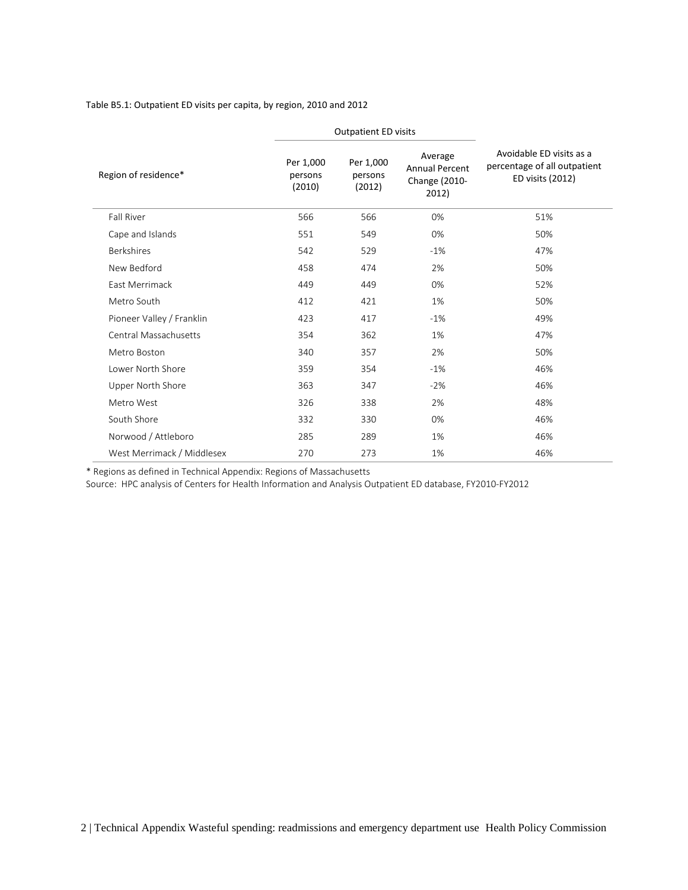Table B5.1: Outpatient ED visits per capita, by region, 2010 and 2012

| Region of residence* | Outpatient ED visits | | | Avoidable ED visits as a percentage of all outpatient ED visits (2012) |
|---|---|---|---|---|
| | Per 1,000 persons (2010) | Per 1,000 persons (2012) | Average Annual Percent Change (2010-2012) | |
| Fall River | 566 | 566 | 0% | 51% |
| Cape and Islands | 551 | 549 | 0% | 50% |
| Berkshires | 542 | 529 | -1% | 47% |
| New Bedford | 458 | 474 | 2% | 50% |
| East Merrimack | 449 | 449 | 0% | 52% |
| Metro South | 412 | 421 | 1% | 50% |
| Pioneer Valley / Franklin | 423 | 417 | -1% | 49% |
| Central Massachusetts | 354 | 362 | 1% | 47% |
| Metro Boston | 340 | 357 | 2% | 50% |
| Lower North Shore | 359 | 354 | -1% | 46% |
| Upper North Shore | 363 | 347 | -2% | 46% |
| Metro West | 326 | 338 | 2% | 48% |
| South Shore | 332 | 330 | 0% | 46% |
| Norwood / Attleboro | 285 | 289 | 1% | 46% |
| West Merrimack / Middlesex | 270 | 273 | 1% | 46% |

* Regions as defined in Technical Appendix: Regions of Massachusetts

Source: HPC analysis of Centers for Health Information and Analysis Outpatient ED database, FY2010-FY2012